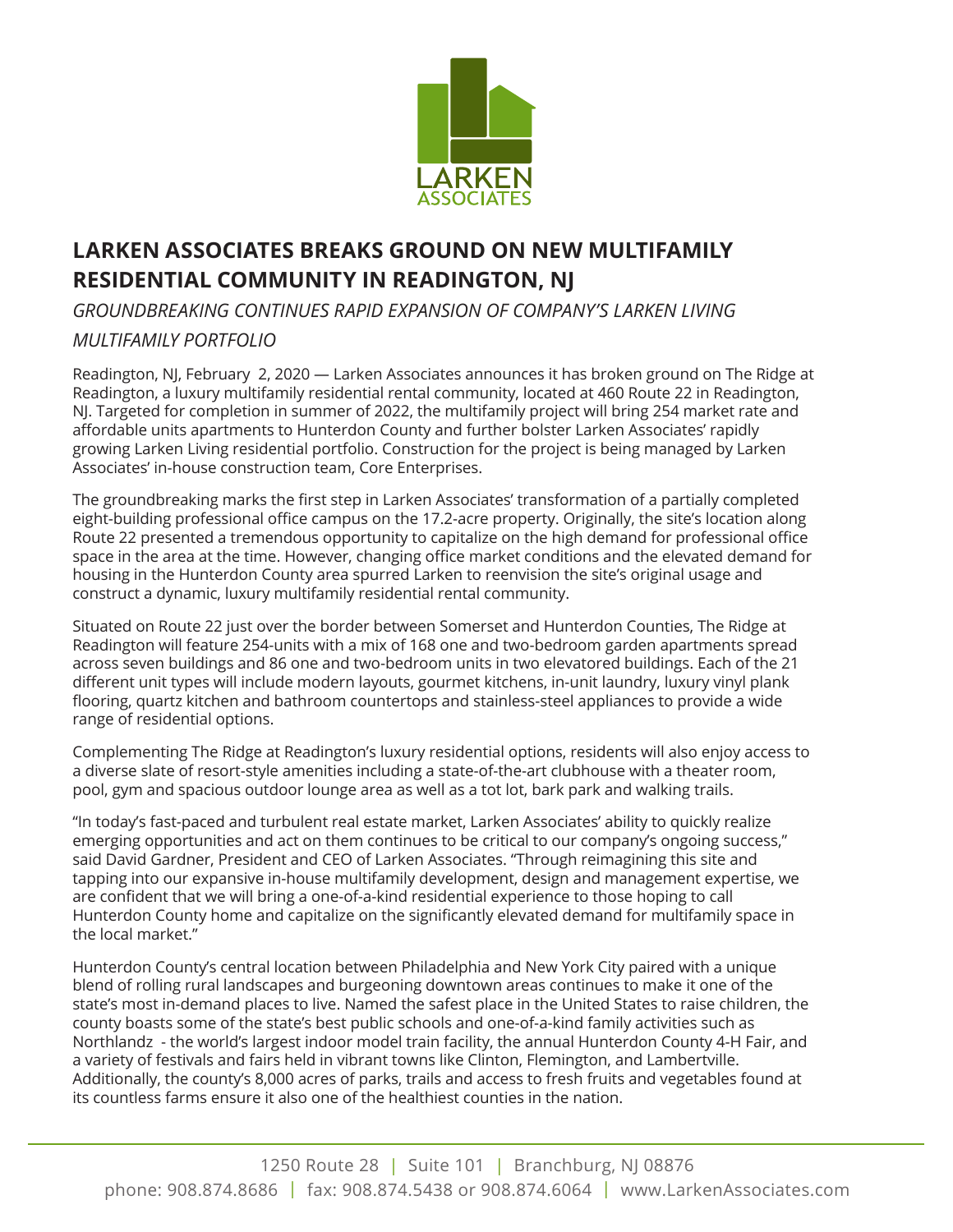LARKEN
ASSOCIATES

# LARKEN ASSOCIATES BREAKS GROUND ON NEW MULTIFAMILY RESIDENTIAL COMMUNITY IN READINGTON, NJ

*GROUNDBREAKING CONTINUES RAPID EXPANSION OF COMPANY'S LARKEN LIVING MULTIFAMILY PORTFOLIO*

Readington, NJ, February 2, 2020 — Larken Associates announces it has broken ground on The Ridge at Readington, a luxury multifamily residential rental community, located at 460 Route 22 in Readington, NJ. Targeted for completion in summer of 2022, the multifamily project will bring 254 market rate and affordable units apartments to Hunterdon County and further bolster Larken Associates' rapidly growing Larken Living residential portfolio. Construction for the project is being managed by Larken Associates' in-house construction team, Core Enterprises.

The groundbreaking marks the first step in Larken Associates' transformation of a partially completed eight-building professional office campus on the 17.2-acre property. Originally, the site's location along Route 22 presented a tremendous opportunity to capitalize on the high demand for professional office space in the area at the time. However, changing office market conditions and the elevated demand for housing in the Hunterdon County area spurred Larken to reenvision the site's original usage and construct a dynamic, luxury multifamily residential rental community.

Situated on Route 22 just over the border between Somerset and Hunterdon Counties, The Ridge at Readington will feature 254-units with a mix of 168 one and two-bedroom garden apartments spread across seven buildings and 86 one and two-bedroom units in two elevatored buildings. Each of the 21 different unit types will include modern layouts, gourmet kitchens, in-unit laundry, luxury vinyl plank flooring, quartz kitchen and bathroom countertops and stainless-steel appliances to provide a wide range of residential options.

Complementing The Ridge at Readington's luxury residential options, residents will also enjoy access to a diverse slate of resort-style amenities including a state-of-the-art clubhouse with a theater room, pool, gym and spacious outdoor lounge area as well as a tot lot, bark park and walking trails.

"In today's fast-paced and turbulent real estate market, Larken Associates' ability to quickly realize emerging opportunities and act on them continues to be critical to our company's ongoing success," said David Gardner, President and CEO of Larken Associates. "Through reimagining this site and tapping into our expansive in-house multifamily development, design and management expertise, we are confident that we will bring a one-of-a-kind residential experience to those hoping to call Hunterdon County home and capitalize on the significantly elevated demand for multifamily space in the local market."

Hunterdon County's central location between Philadelphia and New York City paired with a unique blend of rolling rural landscapes and burgeoning downtown areas continues to make it one of the state's most in-demand places to live. Named the safest place in the United States to raise children, the county boasts some of the state's best public schools and one-of-a-kind family activities such as Northlandz - the world's largest indoor model train facility, the annual Hunterdon County 4-H Fair, and a variety of festivals and fairs held in vibrant towns like Clinton, Flemington, and Lambertville. Additionally, the county's 8,000 acres of parks, trails and access to fresh fruits and vegetables found at its countless farms ensure it also one of the healthiest counties in the nation.

1250 Route 28 | Suite 101 | Branchburg, NJ 08876
phone: 908.874.8686 | fax: 908.874.5438 or 908.874.6064 | www.LarkenAssociates.com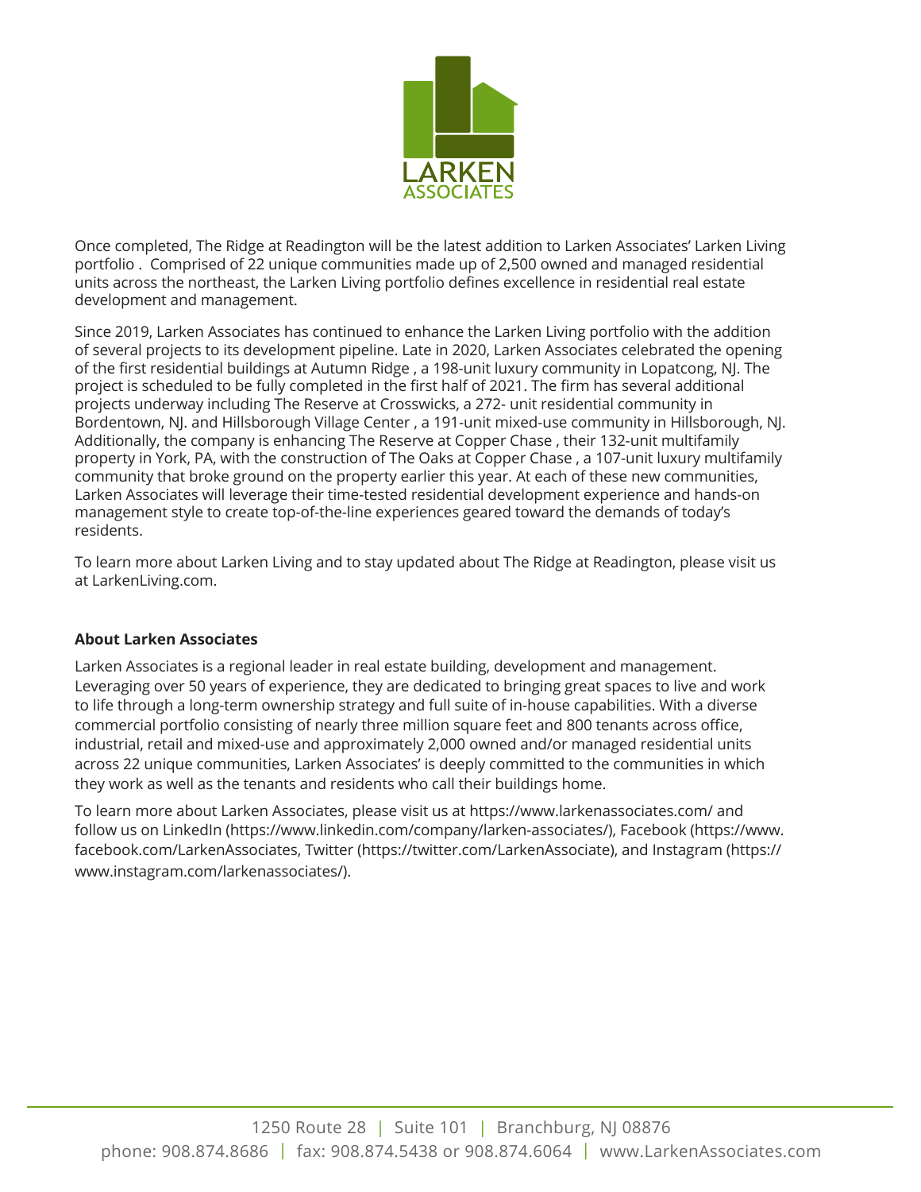Once completed, The Ridge at Readington will be the latest addition to Larken Associates' Larken Living portfolio . Comprised of 22 unique communities made up of 2,500 owned and managed residential units across the northeast, the Larken Living portfolio defines excellence in residential real estate development and management.

Since 2019, Larken Associates has continued to enhance the Larken Living portfolio with the addition of several projects to its development pipeline. Late in 2020, Larken Associates celebrated the opening of the first residential buildings at Autumn Ridge , a 198-unit luxury community in Lopatcong, NJ. The project is scheduled to be fully completed in the first half of 2021. The firm has several additional projects underway including The Reserve at Crosswicks, a 272- unit residential community in Bordentown, NJ. and Hillsborough Village Center , a 191-unit mixed-use community in Hillsborough, NJ. Additionally, the company is enhancing The Reserve at Copper Chase , their 132-unit multifamily property in York, PA, with the construction of The Oaks at Copper Chase , a 107-unit luxury multifamily community that broke ground on the property earlier this year. At each of these new communities, Larken Associates will leverage their time-tested residential development experience and hands-on management style to create top-of-the-line experiences geared toward the demands of today's residents.

To learn more about Larken Living and to stay updated about The Ridge at Readington, please visit us at LarkenLiving.com.

**About Larken Associates**

Larken Associates is a regional leader in real estate building, development and management. Leveraging over 50 years of experience, they are dedicated to bringing great spaces to live and work to life through a long-term ownership strategy and full suite of in-house capabilities. With a diverse commercial portfolio consisting of nearly three million square feet and 800 tenants across office, industrial, retail and mixed-use and approximately 2,000 owned and/or managed residential units across 22 unique communities, Larken Associates' is deeply committed to the communities in which they work as well as the tenants and residents who call their buildings home.

To learn more about Larken Associates, please visit us at https://www.larkenassociates.com/ and follow us on LinkedIn (https://www.linkedin.com/company/larken-associates/), Facebook (https://www.facebook.com/LarkenAssociates, Twitter (https://twitter.com/LarkenAssociate), and Instagram (https://www.instagram.com/larkenassociates/).

1250 Route 28 | Suite 101 | Branchburg, NJ 08876
phone: 908.874.8686 | fax: 908.874.5438 or 908.874.6064 | www.LarkenAssociates.com